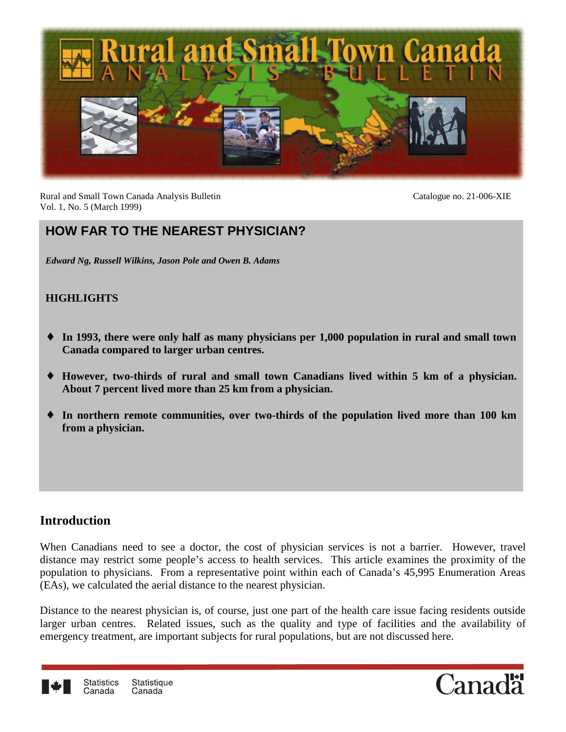Rural and Small Town Canada Analysis Bulletin
Vol. 1, No. 5 (March 1999)

Catalogue no. 21-006-XIE

# HOW FAR TO THE NEAREST PHYSICIAN?

*Edward Ng, Russell Wilkins, Jason Pole and Owen B. Adams*

## HIGHLIGHTS

- **In 1993, there were only half as many physicians per 1,000 population in rural and small town Canada compared to larger urban centres.**
- **However, two-thirds of rural and small town Canadians lived within 5 km of a physician. About 7 percent lived more than 25 km from a physician.**
- **In northern remote communities, over two-thirds of the population lived more than 100 km from a physician.**

## Introduction

When Canadians need to see a doctor, the cost of physician services is not a barrier. However, travel distance may restrict some people's access to health services. This article examines the proximity of the population to physicians. From a representative point within each of Canada's 45,995 Enumeration Areas (EAs), we calculated the aerial distance to the nearest physician.

Distance to the nearest physician is, of course, just one part of the health care issue facing residents outside larger urban centres. Related issues, such as the quality and type of facilities and the availability of emergency treatment, are important subjects for rural populations, but are not discussed here.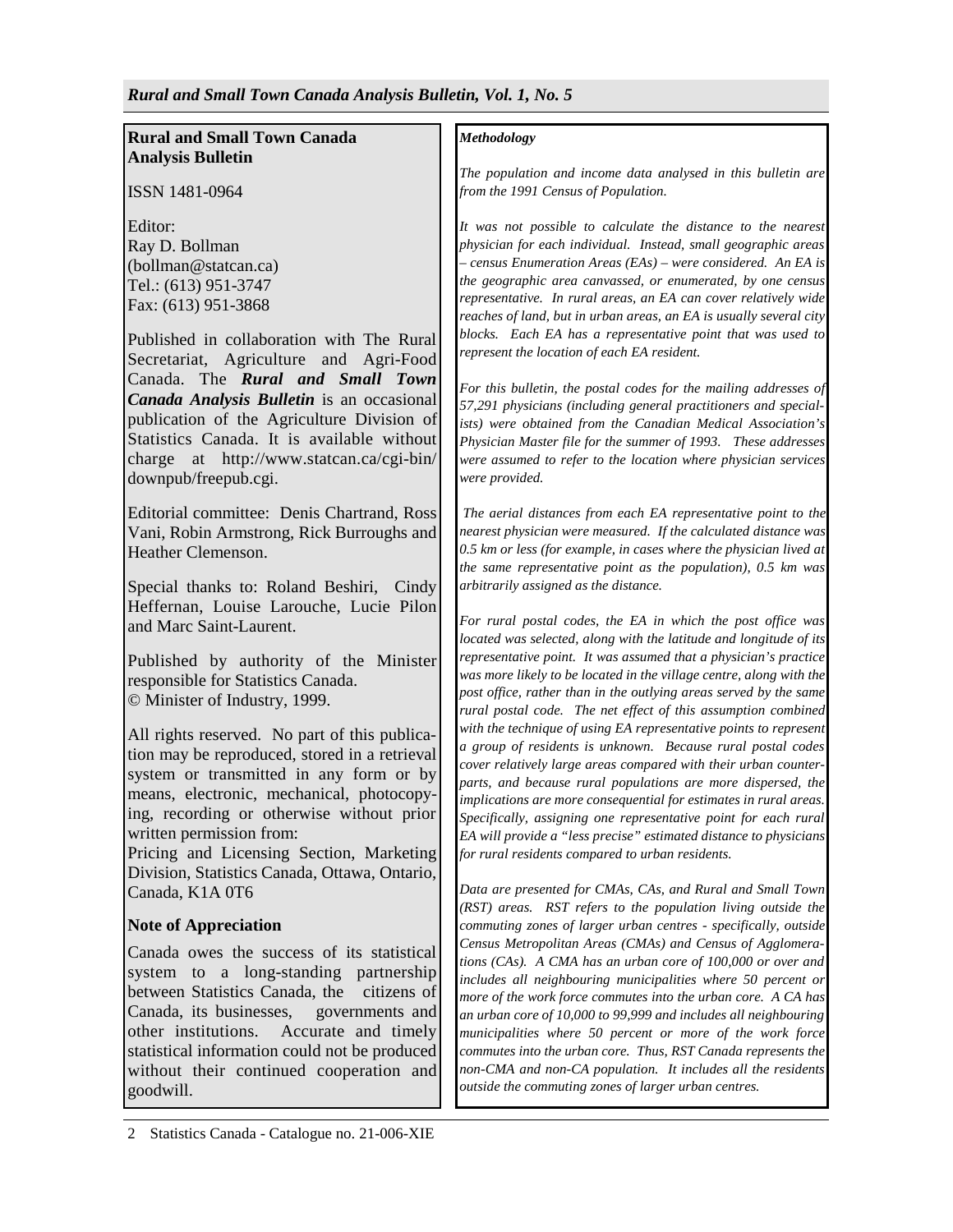## Rural and Small Town Canada Analysis Bulletin

ISSN 1481-0964

Editor:
Ray D. Bollman
(bollman@statcan.ca)
Tel.: (613) 951-3747
Fax: (613) 951-3868

Published in collaboration with The Rural Secretariat, Agriculture and Agri-Food Canada. The ***Rural and Small Town Canada Analysis Bulletin*** is an occasional publication of the Agriculture Division of Statistics Canada. It is available without charge at http://www.statcan.ca/cgi-bin/downpub/freepub.cgi.

Editorial committee: Denis Chartrand, Ross Vani, Robin Armstrong, Rick Burroughs and Heather Clemenson.

Special thanks to: Roland Beshiri, Cindy Heffernan, Louise Larouche, Lucie Pilon and Marc Saint-Laurent.

Published by authority of the Minister responsible for Statistics Canada.
© Minister of Industry, 1999.

All rights reserved. No part of this publication may be reproduced, stored in a retrieval system or transmitted in any form or by means, electronic, mechanical, photocopying, recording or otherwise without prior written permission from:
Pricing and Licensing Section, Marketing Division, Statistics Canada, Ottawa, Ontario, Canada, K1A 0T6

### Note of Appreciation

Canada owes the success of its statistical system to a long-standing partnership between Statistics Canada, the citizens of Canada, its businesses, governments and other institutions. Accurate and timely statistical information could not be produced without their continued cooperation and goodwill.

### *Methodology*

*The population and income data analysed in this bulletin are from the 1991 Census of Population.*

*It was not possible to calculate the distance to the nearest physician for each individual. Instead, small geographic areas – census Enumeration Areas (EAs) – were considered. An EA is the geographic area canvassed, or enumerated, by one census representative. In rural areas, an EA can cover relatively wide reaches of land, but in urban areas, an EA is usually several city blocks. Each EA has a representative point that was used to represent the location of each EA resident.*

*For this bulletin, the postal codes for the mailing addresses of 57,291 physicians (including general practitioners and specialists) were obtained from the Canadian Medical Association's Physician Master file for the summer of 1993. These addresses were assumed to refer to the location where physician services were provided.*

*The aerial distances from each EA representative point to the nearest physician were measured. If the calculated distance was 0.5 km or less (for example, in cases where the physician lived at the same representative point as the population), 0.5 km was arbitrarily assigned as the distance.*

*For rural postal codes, the EA in which the post office was located was selected, along with the latitude and longitude of its representative point. It was assumed that a physician's practice was more likely to be located in the village centre, along with the post office, rather than in the outlying areas served by the same rural postal code. The net effect of this assumption combined with the technique of using EA representative points to represent a group of residents is unknown. Because rural postal codes cover relatively large areas compared with their urban counterparts, and because rural populations are more dispersed, the implications are more consequential for estimates in rural areas. Specifically, assigning one representative point for each rural EA will provide a "less precise" estimated distance to physicians for rural residents compared to urban residents.*

*Data are presented for CMAs, CAs, and Rural and Small Town (RST) areas. RST refers to the population living outside the commuting zones of larger urban centres - specifically, outside Census Metropolitan Areas (CMAs) and Census of Agglomerations (CAs). A CMA has an urban core of 100,000 or over and includes all neighbouring municipalities where 50 percent or more of the work force commutes into the urban core. A CA has an urban core of 10,000 to 99,999 and includes all neighbouring municipalities where 50 percent or more of the work force commutes into the urban core. Thus, RST Canada represents the non-CMA and non-CA population. It includes all the residents outside the commuting zones of larger urban centres.*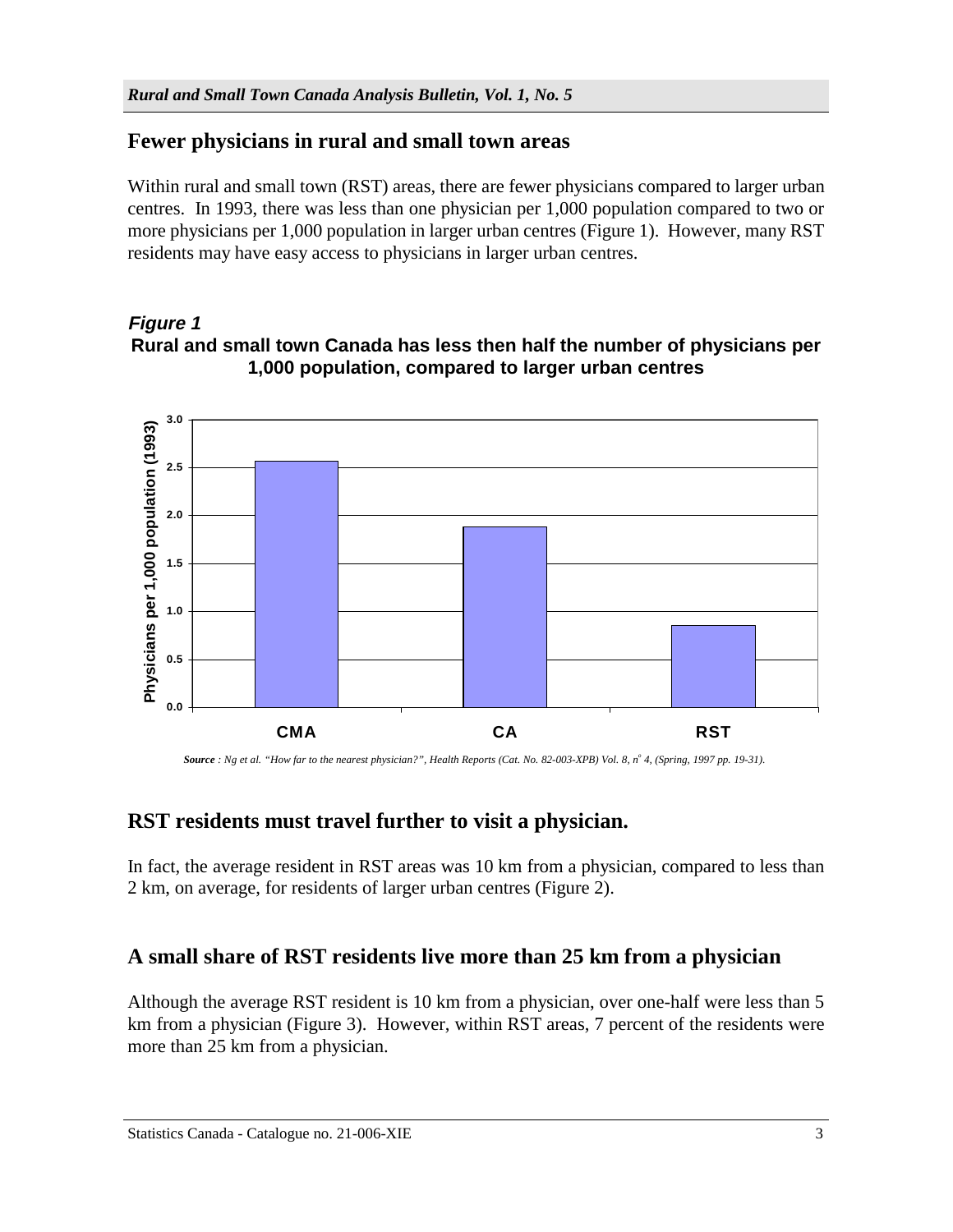## Fewer physicians in rural and small town areas

Within rural and small town (RST) areas, there are fewer physicians compared to larger urban centres. In 1993, there was less than one physician per 1,000 population compared to two or more physicians per 1,000 population in larger urban centres (Figure 1). However, many RST residents may have easy access to physicians in larger urban centres.

***Figure 1***

**Rural and small town Canada has less then half the number of physicians per 1,000 population, compared to larger urban centres**

***Source** : Ng et al. "How far to the nearest physician?", Health Reports (Cat. No. 82-003-XPB) Vol. 8, n° 4, (Spring, 1997 pp. 19-31).*

## RST residents must travel further to visit a physician.

In fact, the average resident in RST areas was 10 km from a physician, compared to less than 2 km, on average, for residents of larger urban centres (Figure 2).

## A small share of RST residents live more than 25 km from a physician

Although the average RST resident is 10 km from a physician, over one-half were less than 5 km from a physician (Figure 3). However, within RST areas, 7 percent of the residents were more than 25 km from a physician.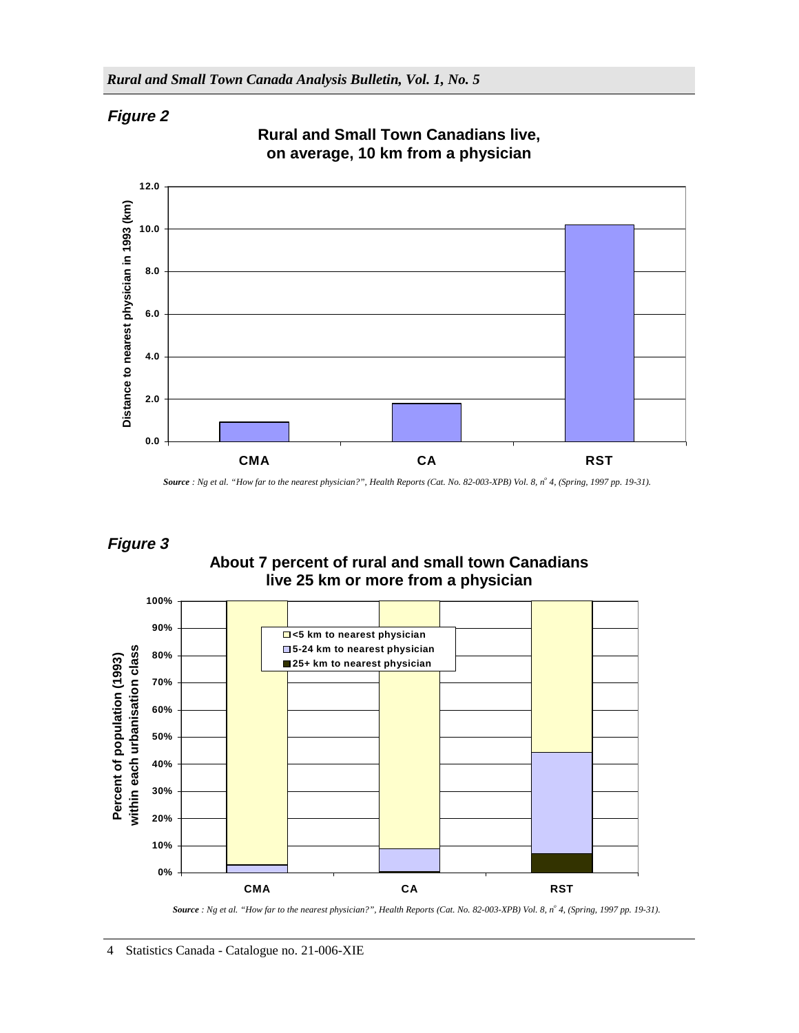## *Figure 2*

**Rural and Small Town Canadians live, on average, 10 km from a physician**

***Source** : Ng et al. "How far to the nearest physician?", Health Reports (Cat. No. 82-003-XPB) Vol. 8, n° 4, (Spring, 1997 pp. 19-31).*

## *Figure 3*

**About 7 percent of rural and small town Canadians live 25 km or more from a physician**

***Source** : Ng et al. "How far to the nearest physician?", Health Reports (Cat. No. 82-003-XPB) Vol. 8, n° 4, (Spring, 1997 pp. 19-31).*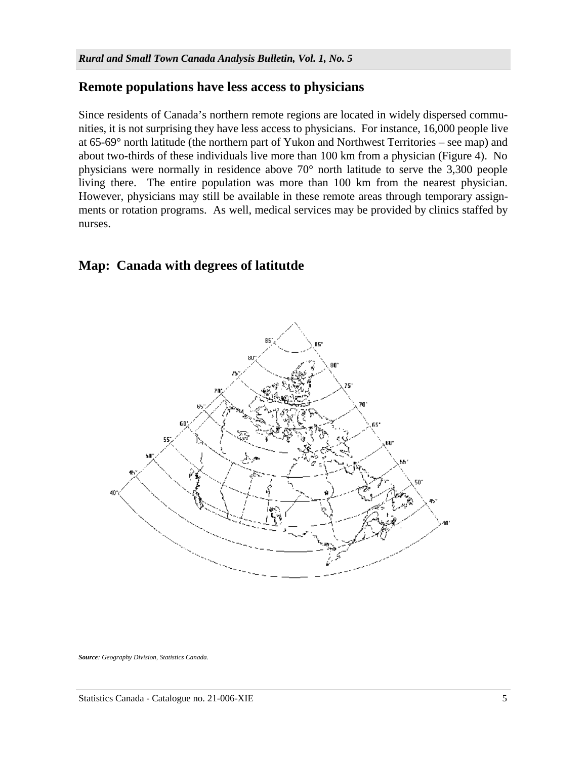## Remote populations have less access to physicians

Since residents of Canada's northern remote regions are located in widely dispersed communities, it is not surprising they have less access to physicians. For instance, 16,000 people live at 65-69° north latitude (the northern part of Yukon and Northwest Territories – see map) and about two-thirds of these individuals live more than 100 km from a physician (Figure 4). No physicians were normally in residence above 70° north latitude to serve the 3,300 people living there. The entire population was more than 100 km from the nearest physician. However, physicians may still be available in these remote areas through temporary assignments or rotation programs. As well, medical services may be provided by clinics staffed by nurses.

## Map: Canada with degrees of latitutde

***Source**: Geography Division, Statistics Canada.*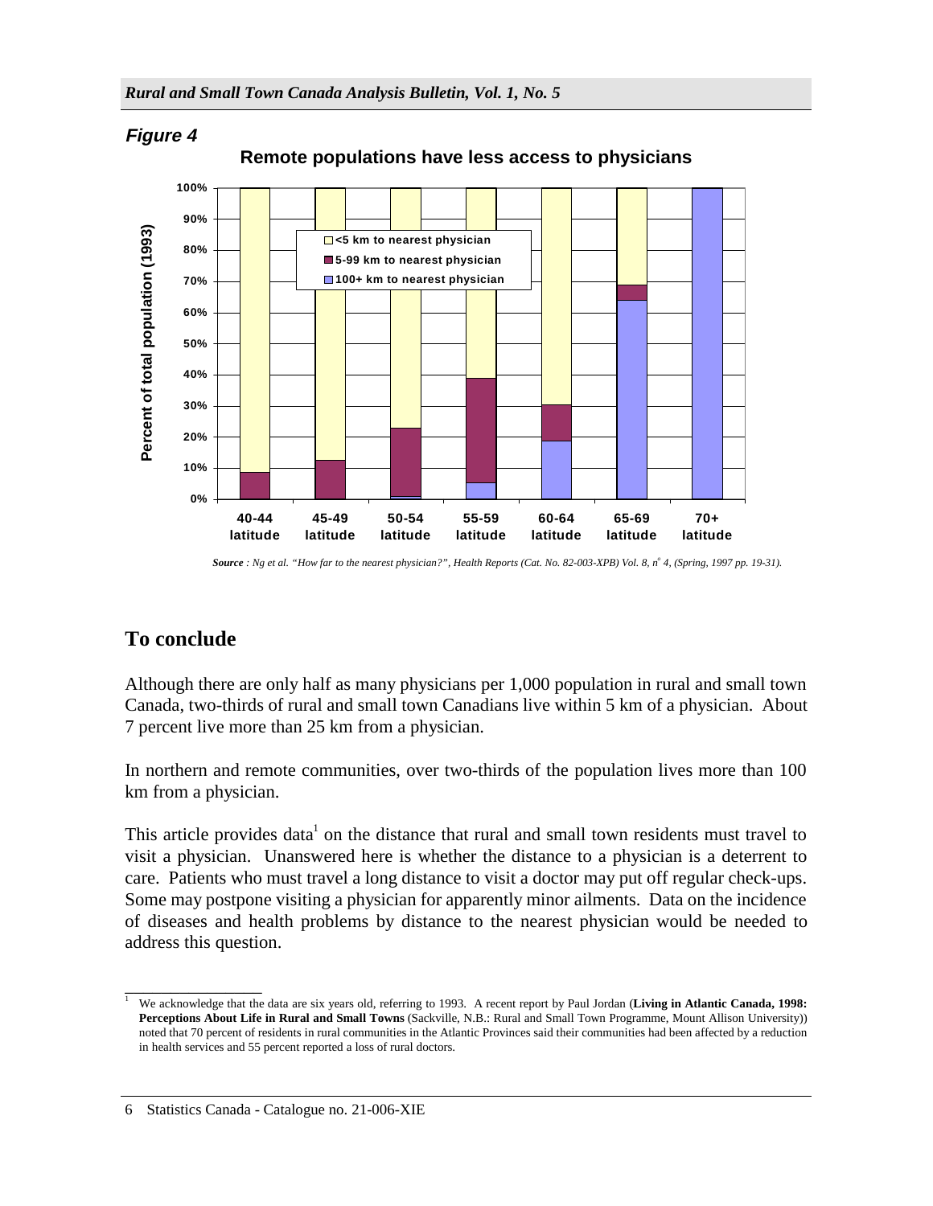***Figure 4***

**Remote populations have less access to physicians**

*Source : Ng et al. "How far to the nearest physician?", Health Reports (Cat. No. 82-003-XPB) Vol. 8, n° 4, (Spring, 1997 pp. 19-31).*

## To conclude

Although there are only half as many physicians per 1,000 population in rural and small town Canada, two-thirds of rural and small town Canadians live within 5 km of a physician. About 7 percent live more than 25 km from a physician.

In northern and remote communities, over two-thirds of the population lives more than 100 km from a physician.

This article provides data[1] on the distance that rural and small town residents must travel to visit a physician. Unanswered here is whether the distance to a physician is a deterrent to care. Patients who must travel a long distance to visit a doctor may put off regular check-ups. Some may postpone visiting a physician for apparently minor ailments. Data on the incidence of diseases and health problems by distance to the nearest physician would be needed to address this question.

---

[1] We acknowledge that the data are six years old, referring to 1993. A recent report by Paul Jordan (**Living in Atlantic Canada, 1998: Perceptions About Life in Rural and Small Towns** (Sackville, N.B.: Rural and Small Town Programme, Mount Allison University)) noted that 70 percent of residents in rural communities in the Atlantic Provinces said their communities had been affected by a reduction in health services and 55 percent reported a loss of rural doctors.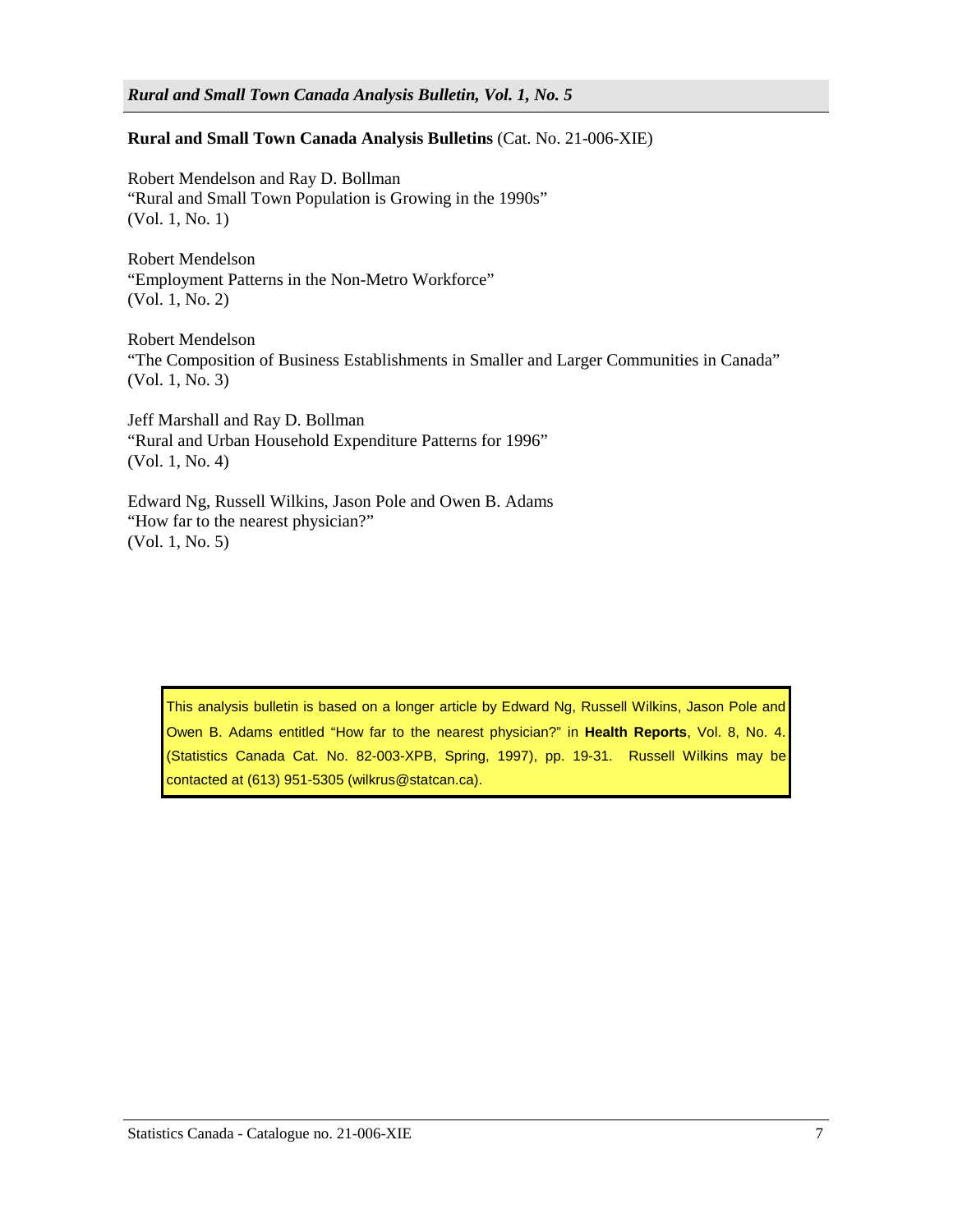**Rural and Small Town Canada Analysis Bulletins** (Cat. No. 21-006-XIE)

Robert Mendelson and Ray D. Bollman
"Rural and Small Town Population is Growing in the 1990s"
(Vol. 1, No. 1)

Robert Mendelson
"Employment Patterns in the Non-Metro Workforce"
(Vol. 1, No. 2)

Robert Mendelson
"The Composition of Business Establishments in Smaller and Larger Communities in Canada"
(Vol. 1, No. 3)

Jeff Marshall and Ray D. Bollman
"Rural and Urban Household Expenditure Patterns for 1996"
(Vol. 1, No. 4)

Edward Ng, Russell Wilkins, Jason Pole and Owen B. Adams
"How far to the nearest physician?"
(Vol. 1, No. 5)

This analysis bulletin is based on a longer article by Edward Ng, Russell Wilkins, Jason Pole and Owen B. Adams entitled "How far to the nearest physician?" in **Health Reports**, Vol. 8, No. 4. (Statistics Canada Cat. No. 82-003-XPB, Spring, 1997), pp. 19-31. Russell Wilkins may be contacted at (613) 951-5305 (wilkrus@statcan.ca).